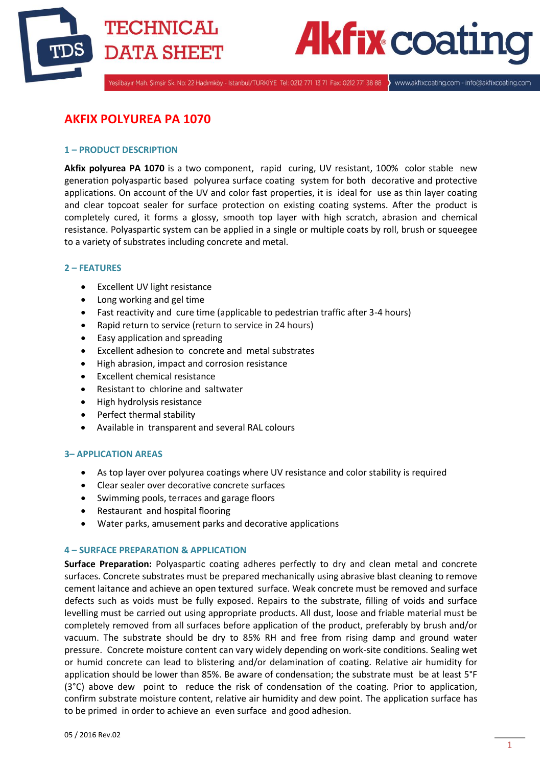# AKFIX POLYUREA PA 1070

## 1 – PRODUCT DESCRIPTION

**Akfix polyurea PA 1070** is a two component, rapid curing, UV resistant, 100% color stable new generation polyaspartic based polyurea surface coating system for both decorative and protective applications. On account of the UV and color fast properties, it is ideal for use as thin layer coating and clear topcoat sealer for surface protection on existing coating systems. After the product is completely cured, it forms a glossy, smooth top layer with high scratch, abrasion and chemical resistance. Polyaspartic system can be applied in a single or multiple coats by roll, brush or squeegee to a variety of substrates including concrete and metal.

## 2 – FEATURES

- Excellent UV light resistance
- Long working and gel time
- Fast reactivity and cure time (applicable to pedestrian traffic after 3-4 hours)
- Rapid return to service (return to service in 24 hours)
- Easy application and spreading
- Excellent adhesion to concrete and metal substrates
- High abrasion, impact and corrosion resistance
- Excellent chemical resistance
- Resistant to chlorine and saltwater
- High hydrolysis resistance
- Perfect thermal stability
- Available in transparent and several RAL colours

## 3– APPLICATION AREAS

- As top layer over polyurea coatings where UV resistance and color stability is required
- Clear sealer over decorative concrete surfaces
- Swimming pools, terraces and garage floors
- Restaurant and hospital flooring
- Water parks, amusement parks and decorative applications

## 4 – SURFACE PREPARATION & APPLICATION

**Surface Preparation:** Polyaspartic coating adheres perfectly to dry and clean metal and concrete surfaces. Concrete substrates must be prepared mechanically using abrasive blast cleaning to remove cement laitance and achieve an open textured surface. Weak concrete must be removed and surface defects such as voids must be fully exposed. Repairs to the substrate, filling of voids and surface levelling must be carried out using appropriate products. All dust, loose and friable material must be completely removed from all surfaces before application of the product, preferably by brush and/or vacuum. The substrate should be dry to 85% RH and free from rising damp and ground water pressure. Concrete moisture content can vary widely depending on work-site conditions. Sealing wet or humid concrete can lead to blistering and/or delamination of coating. Relative air humidity for application should be lower than 85%. Be aware of condensation; the substrate must be at least 5°F (3°C) above dew point to reduce the risk of condensation of the coating. Prior to application, confirm substrate moisture content, relative air humidity and dew point. The application surface has to be primed in order to achieve an even surface and good adhesion.

05 / 2016 Rev.02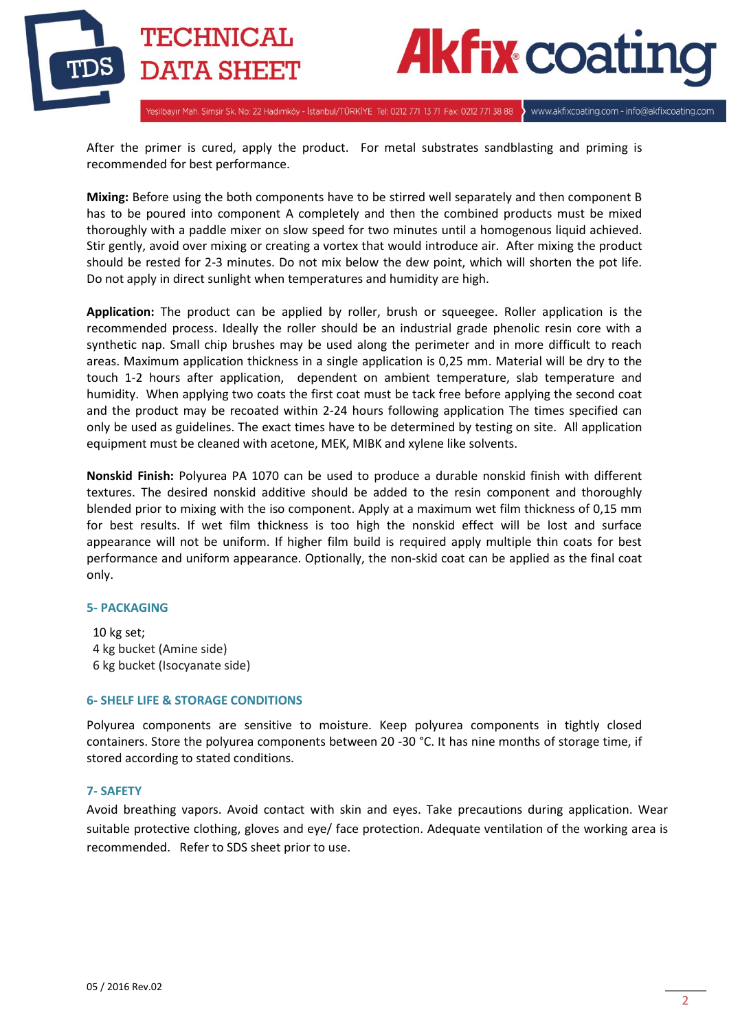After the primer is cured, apply the product. For metal substrates sandblasting and priming is recommended for best performance.

**Mixing:** Before using the both components have to be stirred well separately and then component B has to be poured into component A completely and then the combined products must be mixed thoroughly with a paddle mixer on slow speed for two minutes until a homogenous liquid achieved. Stir gently, avoid over mixing or creating a vortex that would introduce air. After mixing the product should be rested for 2-3 minutes. Do not mix below the dew point, which will shorten the pot life. Do not apply in direct sunlight when temperatures and humidity are high.

**Application:** The product can be applied by roller, brush or squeegee. Roller application is the recommended process. Ideally the roller should be an industrial grade phenolic resin core with a synthetic nap. Small chip brushes may be used along the perimeter and in more difficult to reach areas. Maximum application thickness in a single application is 0,25 mm. Material will be dry to the touch 1-2 hours after application, dependent on ambient temperature, slab temperature and humidity. When applying two coats the first coat must be tack free before applying the second coat and the product may be recoated within 2-24 hours following application The times specified can only be used as guidelines. The exact times have to be determined by testing on site. All application equipment must be cleaned with acetone, MEK, MIBK and xylene like solvents.

**Nonskid Finish:** Polyurea PA 1070 can be used to produce a durable nonskid finish with different textures. The desired nonskid additive should be added to the resin component and thoroughly blended prior to mixing with the iso component. Apply at a maximum wet film thickness of 0,15 mm for best results. If wet film thickness is too high the nonskid effect will be lost and surface appearance will not be uniform. If higher film build is required apply multiple thin coats for best performance and uniform appearance. Optionally, the non-skid coat can be applied as the final coat only.

## 5- PACKAGING

10 kg set;
4 kg bucket (Amine side)
6 kg bucket (Isocyanate side)

## 6- SHELF LIFE & STORAGE CONDITIONS

Polyurea components are sensitive to moisture. Keep polyurea components in tightly closed containers. Store the polyurea components between 20 -30 °C. It has nine months of storage time, if stored according to stated conditions.

## 7- SAFETY

Avoid breathing vapors. Avoid contact with skin and eyes. Take precautions during application. Wear suitable protective clothing, gloves and eye/ face protection. Adequate ventilation of the working area is recommended. Refer to SDS sheet prior to use.

05 / 2016 Rev.02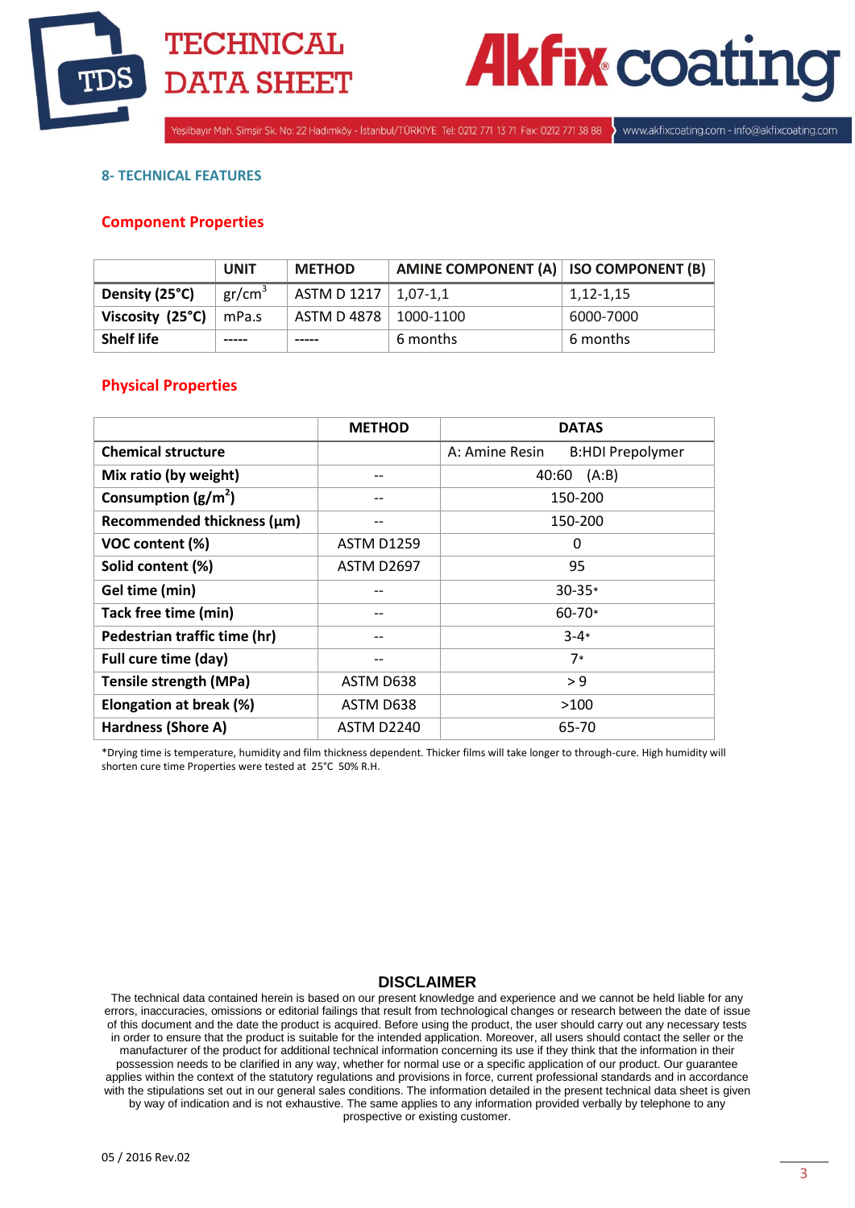## 8- TECHNICAL FEATURES

### Component Properties

| | UNIT | METHOD | AMINE COMPONENT (A) | ISO COMPONENT (B) |
|---|---|---|---|---|
| **Density (25°C)** | $gr/cm^3$ | ASTM D 1217 | 1,07-1,1 | 1,12-1,15 |
| **Viscosity (25°C)** | mPa.s | ASTM D 4878 | 1000-1100 | 6000-7000 |
| **Shelf life** | ----- | ----- | 6 months | 6 months |

### Physical Properties

| | METHOD | DATAS |
|---|---|---|
| **Chemical structure** | | A: Amine Resin B:HDI Prepolymer |
| **Mix ratio (by weight)** | -- | 40:60 (A:B) |
| **Consumption ($g/m^2$)** | -- | 150-200 |
| **Recommended thickness (µm)** | -- | 150-200 |
| **VOC content (%)** | ASTM D1259 | 0 |
| **Solid content (%)** | ASTM D2697 | 95 |
| **Gel time (min)** | -- | 30-35* |
| **Tack free time (min)** | -- | 60-70* |
| **Pedestrian traffic time (hr)** | -- | 3-4* |
| **Full cure time (day)** | -- | 7* |
| **Tensile strength (MPa)** | ASTM D638 | > 9 |
| **Elongation at break (%)** | ASTM D638 | >100 |
| **Hardness (Shore A)** | ASTM D2240 | 65-70 |

*Drying time is temperature, humidity and film thickness dependent. Thicker films will take longer to through-cure. High humidity will shorten cure time Properties were tested at 25°C 50% R.H.

## DISCLAIMER

The technical data contained herein is based on our present knowledge and experience and we cannot be held liable for any errors, inaccuracies, omissions or editorial failings that result from technological changes or research between the date of issue of this document and the date the product is acquired. Before using the product, the user should carry out any necessary tests in order to ensure that the product is suitable for the intended application. Moreover, all users should contact the seller or the manufacturer of the product for additional technical information concerning its use if they think that the information in their possession needs to be clarified in any way, whether for normal use or a specific application of our product. Our guarantee applies within the context of the statutory regulations and provisions in force, current professional standards and in accordance with the stipulations set out in our general sales conditions. The information detailed in the present technical data sheet is given by way of indication and is not exhaustive. The same applies to any information provided verbally by telephone to any prospective or existing customer.

05 / 2016 Rev.02